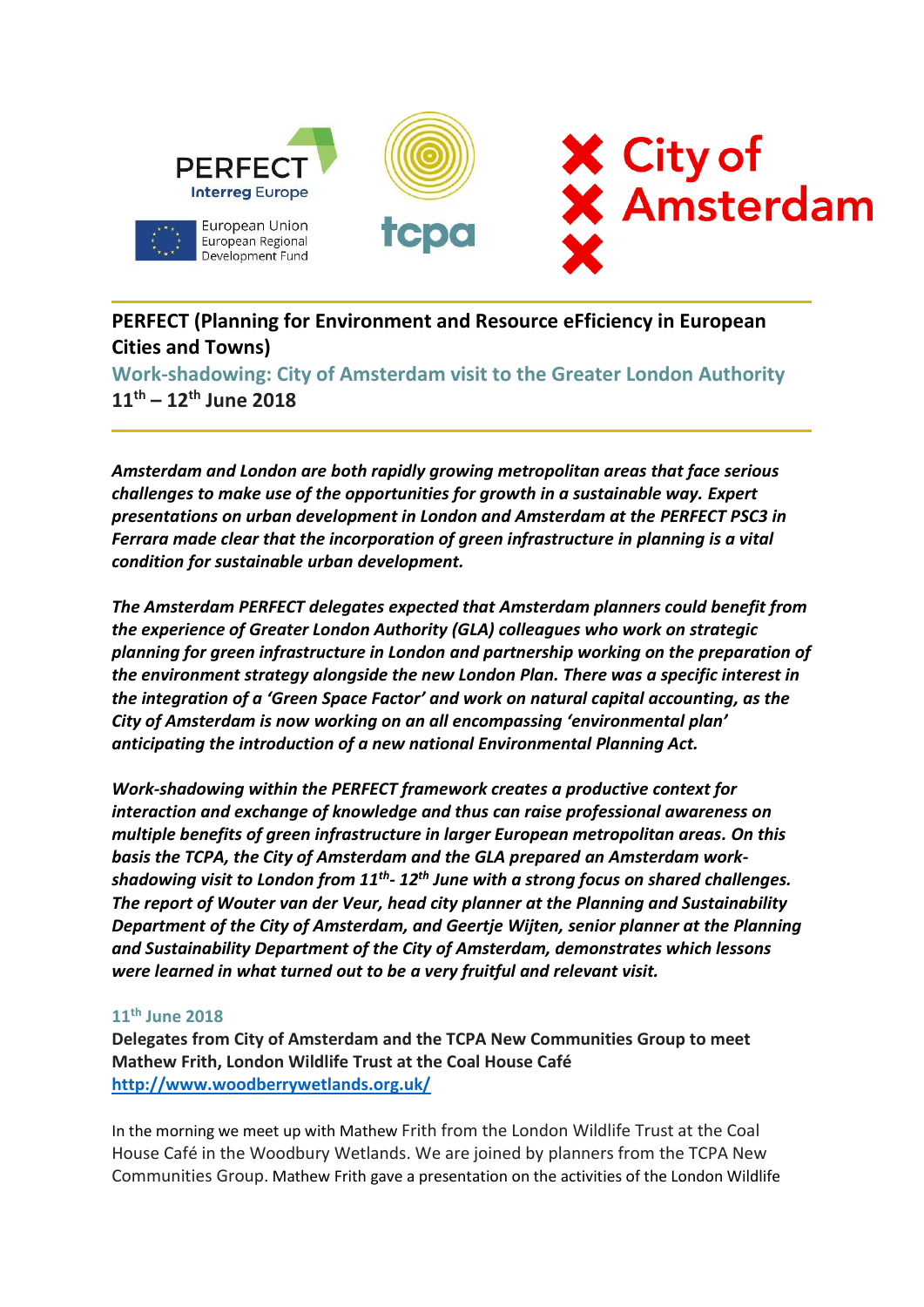PERFECT Interreg Europe

European Union European Regional Development Fund

tcpa

City of Amsterdam

# PERFECT (Planning for Environment and Resource eFficiency in European Cities and Towns)

## Work-shadowing: City of Amsterdam visit to the Greater London Authority

**11th – 12th June 2018**

***Amsterdam and London are both rapidly growing metropolitan areas that face serious challenges to make use of the opportunities for growth in a sustainable way. Expert presentations on urban development in London and Amsterdam at the PERFECT PSC3 in Ferrara made clear that the incorporation of green infrastructure in planning is a vital condition for sustainable urban development.***

***The Amsterdam PERFECT delegates expected that Amsterdam planners could benefit from the experience of Greater London Authority (GLA) colleagues who work on strategic planning for green infrastructure in London and partnership working on the preparation of the environment strategy alongside the new London Plan. There was a specific interest in the integration of a 'Green Space Factor' and work on natural capital accounting, as the City of Amsterdam is now working on an all encompassing 'environmental plan' anticipating the introduction of a new national Environmental Planning Act.***

***Work-shadowing within the PERFECT framework creates a productive context for interaction and exchange of knowledge and thus can raise professional awareness on multiple benefits of green infrastructure in larger European metropolitan areas. On this basis the TCPA, the City of Amsterdam and the GLA prepared an Amsterdam work-shadowing visit to London from 11th- 12th June with a strong focus on shared challenges. The report of Wouter van der Veur, head city planner at the Planning and Sustainability Department of the City of Amsterdam, and Geertje Wijten, senior planner at the Planning and Sustainability Department of the City of Amsterdam, demonstrates which lessons were learned in what turned out to be a very fruitful and relevant visit.***

### 11th June 2018

**Delegates from City of Amsterdam and the TCPA New Communities Group to meet Mathew Frith, London Wildlife Trust at the Coal House Café**
**[http://www.woodberrywetlands.org.uk/](http://www.woodberrywetlands.org.uk/)**

In the morning we meet up with Mathew Frith from the London Wildlife Trust at the Coal House Café in the Woodbury Wetlands. We are joined by planners from the TCPA New Communities Group. Mathew Frith gave a presentation on the activities of the London Wildlife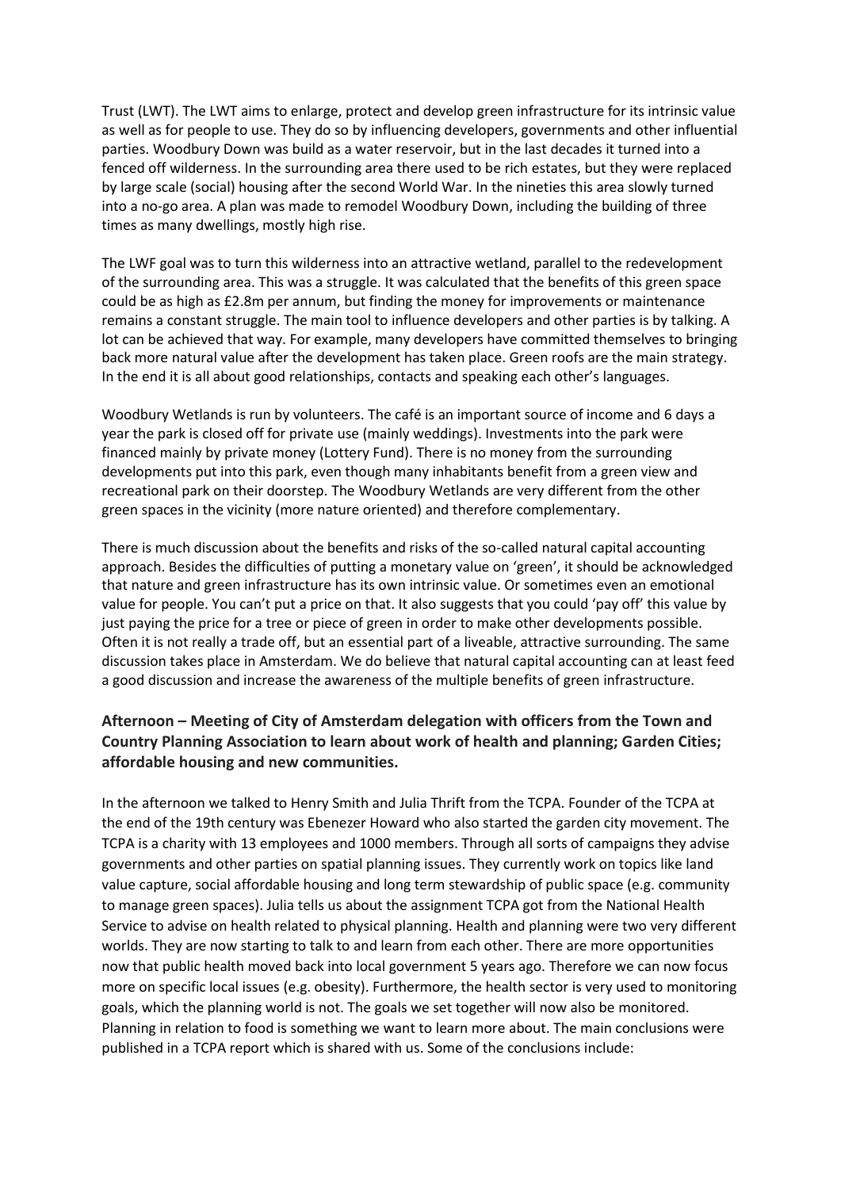Trust (LWT). The LWT aims to enlarge, protect and develop green infrastructure for its intrinsic value as well as for people to use. They do so by influencing developers, governments and other influential parties. Woodbury Down was build as a water reservoir, but in the last decades it turned into a fenced off wilderness. In the surrounding area there used to be rich estates, but they were replaced by large scale (social) housing after the second World War. In the nineties this area slowly turned into a no-go area. A plan was made to remodel Woodbury Down, including the building of three times as many dwellings, mostly high rise.

The LWF goal was to turn this wilderness into an attractive wetland, parallel to the redevelopment of the surrounding area. This was a struggle. It was calculated that the benefits of this green space could be as high as £2.8m per annum, but finding the money for improvements or maintenance remains a constant struggle. The main tool to influence developers and other parties is by talking. A lot can be achieved that way. For example, many developers have committed themselves to bringing back more natural value after the development has taken place. Green roofs are the main strategy. In the end it is all about good relationships, contacts and speaking each other's languages.

Woodbury Wetlands is run by volunteers. The café is an important source of income and 6 days a year the park is closed off for private use (mainly weddings). Investments into the park were financed mainly by private money (Lottery Fund). There is no money from the surrounding developments put into this park, even though many inhabitants benefit from a green view and recreational park on their doorstep. The Woodbury Wetlands are very different from the other green spaces in the vicinity (more nature oriented) and therefore complementary.

There is much discussion about the benefits and risks of the so-called natural capital accounting approach. Besides the difficulties of putting a monetary value on 'green', it should be acknowledged that nature and green infrastructure has its own intrinsic value. Or sometimes even an emotional value for people. You can't put a price on that. It also suggests that you could 'pay off' this value by just paying the price for a tree or piece of green in order to make other developments possible. Often it is not really a trade off, but an essential part of a liveable, attractive surrounding. The same discussion takes place in Amsterdam. We do believe that natural capital accounting can at least feed a good discussion and increase the awareness of the multiple benefits of green infrastructure.

### Afternoon – Meeting of City of Amsterdam delegation with officers from the Town and Country Planning Association to learn about work of health and planning; Garden Cities; affordable housing and new communities.

In the afternoon we talked to Henry Smith and Julia Thrift from the TCPA. Founder of the TCPA at the end of the 19th century was Ebenezer Howard who also started the garden city movement. The TCPA is a charity with 13 employees and 1000 members. Through all sorts of campaigns they advise governments and other parties on spatial planning issues. They currently work on topics like land value capture, social affordable housing and long term stewardship of public space (e.g. community to manage green spaces). Julia tells us about the assignment TCPA got from the National Health Service to advise on health related to physical planning. Health and planning were two very different worlds. They are now starting to talk to and learn from each other. There are more opportunities now that public health moved back into local government 5 years ago. Therefore we can now focus more on specific local issues (e.g. obesity). Furthermore, the health sector is very used to monitoring goals, which the planning world is not. The goals we set together will now also be monitored. Planning in relation to food is something we want to learn more about. The main conclusions were published in a TCPA report which is shared with us. Some of the conclusions include: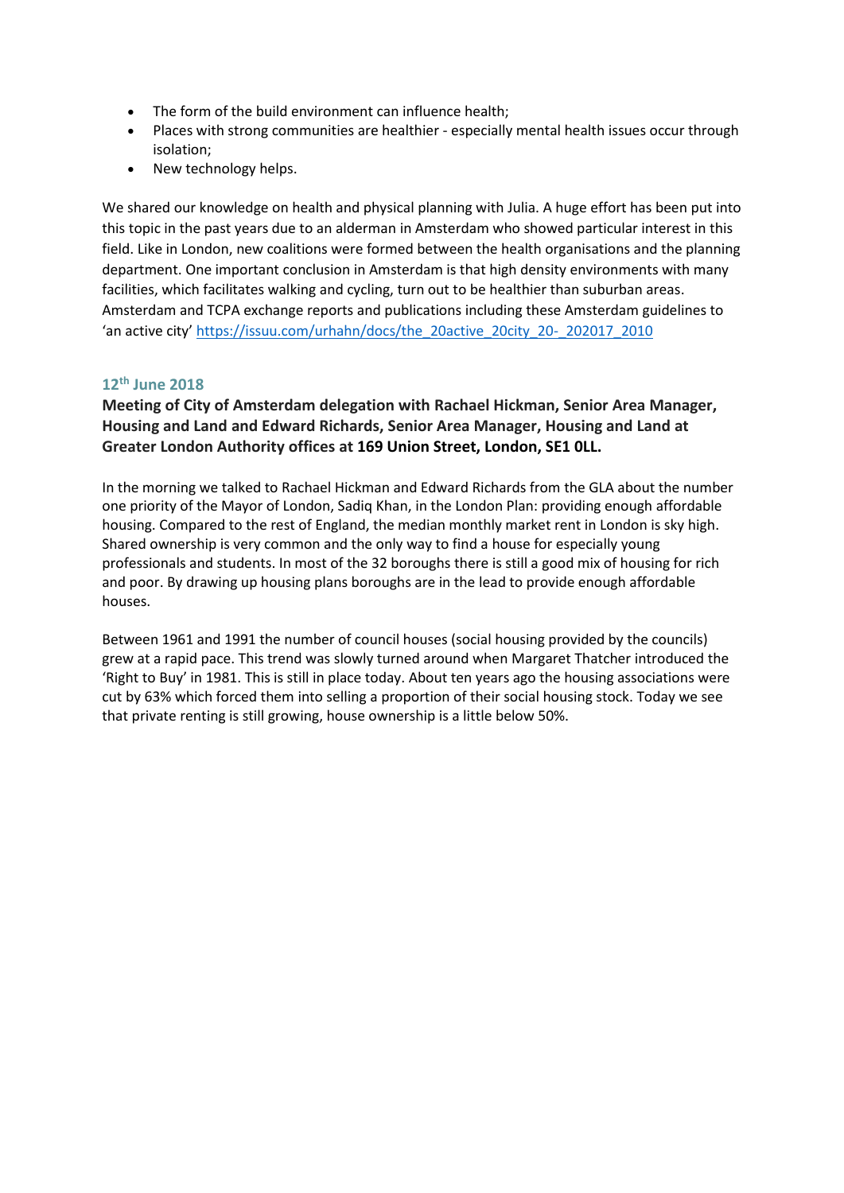- The form of the build environment can influence health;
- Places with strong communities are healthier - especially mental health issues occur through isolation;
- New technology helps.

We shared our knowledge on health and physical planning with Julia. A huge effort has been put into this topic in the past years due to an alderman in Amsterdam who showed particular interest in this field. Like in London, new coalitions were formed between the health organisations and the planning department. One important conclusion in Amsterdam is that high density environments with many facilities, which facilitates walking and cycling, turn out to be healthier than suburban areas. Amsterdam and TCPA exchange reports and publications including these Amsterdam guidelines to 'an active city' https://issuu.com/urhahn/docs/the_20active_20city_20-_202017_2010

### 12th June 2018

**Meeting of City of Amsterdam delegation with Rachael Hickman, Senior Area Manager, Housing and Land and Edward Richards, Senior Area Manager, Housing and Land at Greater London Authority offices at 169 Union Street, London, SE1 0LL.**

In the morning we talked to Rachael Hickman and Edward Richards from the GLA about the number one priority of the Mayor of London, Sadiq Khan, in the London Plan: providing enough affordable housing. Compared to the rest of England, the median monthly market rent in London is sky high. Shared ownership is very common and the only way to find a house for especially young professionals and students. In most of the 32 boroughs there is still a good mix of housing for rich and poor. By drawing up housing plans boroughs are in the lead to provide enough affordable houses.

Between 1961 and 1991 the number of council houses (social housing provided by the councils) grew at a rapid pace. This trend was slowly turned around when Margaret Thatcher introduced the 'Right to Buy' in 1981. This is still in place today. About ten years ago the housing associations were cut by 63% which forced them into selling a proportion of their social housing stock. Today we see that private renting is still growing, house ownership is a little below 50%.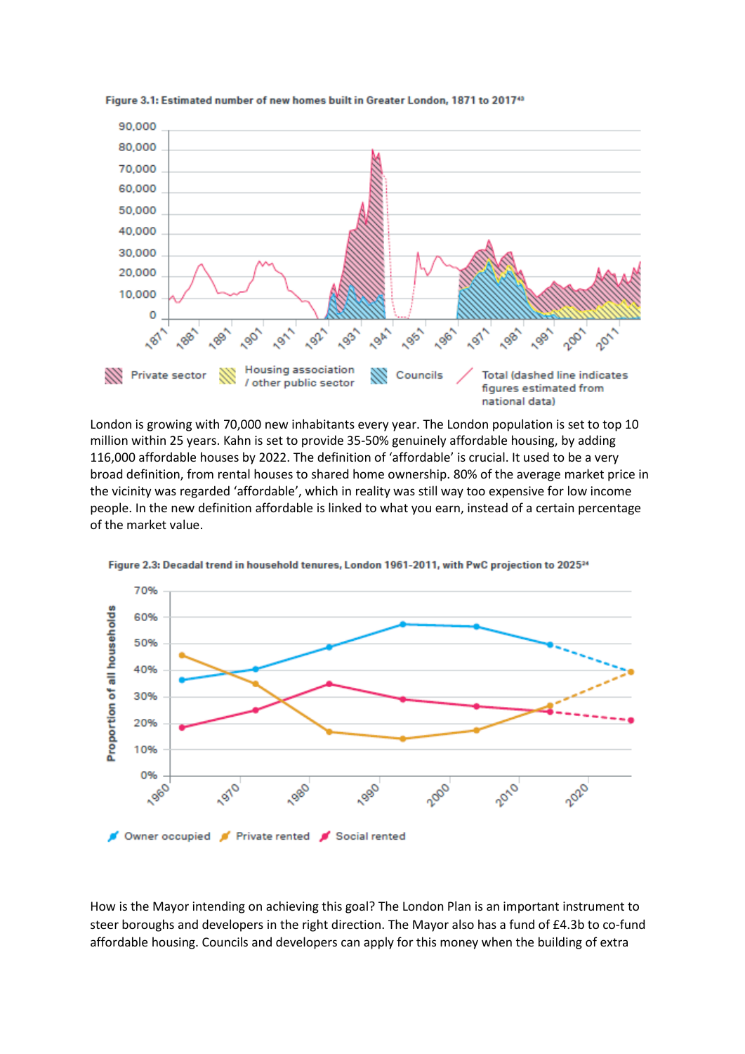**Figure 3.1: Estimated number of new homes built in Greater London, 1871 to 2017**[43]

London is growing with 70,000 new inhabitants every year. The London population is set to top 10 million within 25 years. Kahn is set to provide 35-50% genuinely affordable housing, by adding 116,000 affordable houses by 2022. The definition of 'affordable' is crucial. It used to be a very broad definition, from rental houses to shared home ownership. 80% of the average market price in the vicinity was regarded 'affordable', which in reality was still way too expensive for low income people. In the new definition affordable is linked to what you earn, instead of a certain percentage of the market value.

**Figure 2.3: Decadal trend in household tenures, London 1961-2011, with PwC projection to 2025**[34]

How is the Mayor intending on achieving this goal? The London Plan is an important instrument to steer boroughs and developers in the right direction. The Mayor also has a fund of £4.3b to co-fund affordable housing. Councils and developers can apply for this money when the building of extra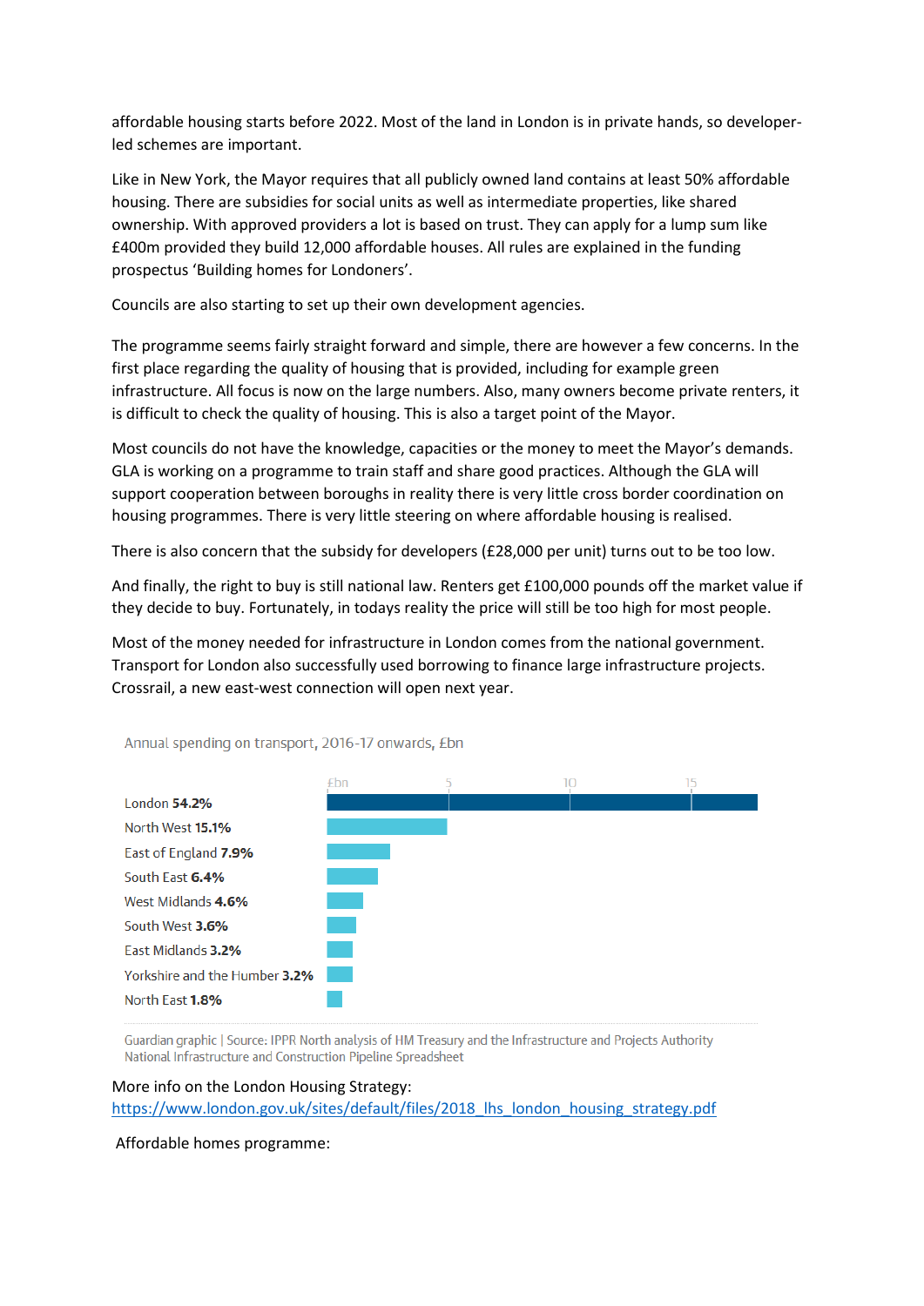affordable housing starts before 2022. Most of the land in London is in private hands, so developer-led schemes are important.

Like in New York, the Mayor requires that all publicly owned land contains at least 50% affordable housing. There are subsidies for social units as well as intermediate properties, like shared ownership. With approved providers a lot is based on trust. They can apply for a lump sum like £400m provided they build 12,000 affordable houses. All rules are explained in the funding prospectus 'Building homes for Londoners'.

Councils are also starting to set up their own development agencies.

The programme seems fairly straight forward and simple, there are however a few concerns. In the first place regarding the quality of housing that is provided, including for example green infrastructure. All focus is now on the large numbers. Also, many owners become private renters, it is difficult to check the quality of housing. This is also a target point of the Mayor.

Most councils do not have the knowledge, capacities or the money to meet the Mayor's demands. GLA is working on a programme to train staff and share good practices. Although the GLA will support cooperation between boroughs in reality there is very little cross border coordination on housing programmes. There is very little steering on where affordable housing is realised.

There is also concern that the subsidy for developers (£28,000 per unit) turns out to be too low.

And finally, the right to buy is still national law. Renters get £100,000 pounds off the market value if they decide to buy. Fortunately, in todays reality the price will still be too high for most people.

Most of the money needed for infrastructure in London comes from the national government. Transport for London also successfully used borrowing to finance large infrastructure projects. Crossrail, a new east-west connection will open next year.

Annual spending on transport, 2016-17 onwards, £bn

| Region | Share |
|---|---|
| London | **54.2%** |
| North West | **15.1%** |
| East of England | **7.9%** |
| South East | **6.4%** |
| West Midlands | **4.6%** |
| South West | **3.6%** |
| East Midlands | **3.2%** |
| Yorkshire and the Humber | **3.2%** |
| North East | **1.8%** |

Guardian graphic | Source: IPPR North analysis of HM Treasury and the Infrastructure and Projects Authority National Infrastructure and Construction Pipeline Spreadsheet

More info on the London Housing Strategy:
https://www.london.gov.uk/sites/default/files/2018_lhs_london_housing_strategy.pdf

Affordable homes programme: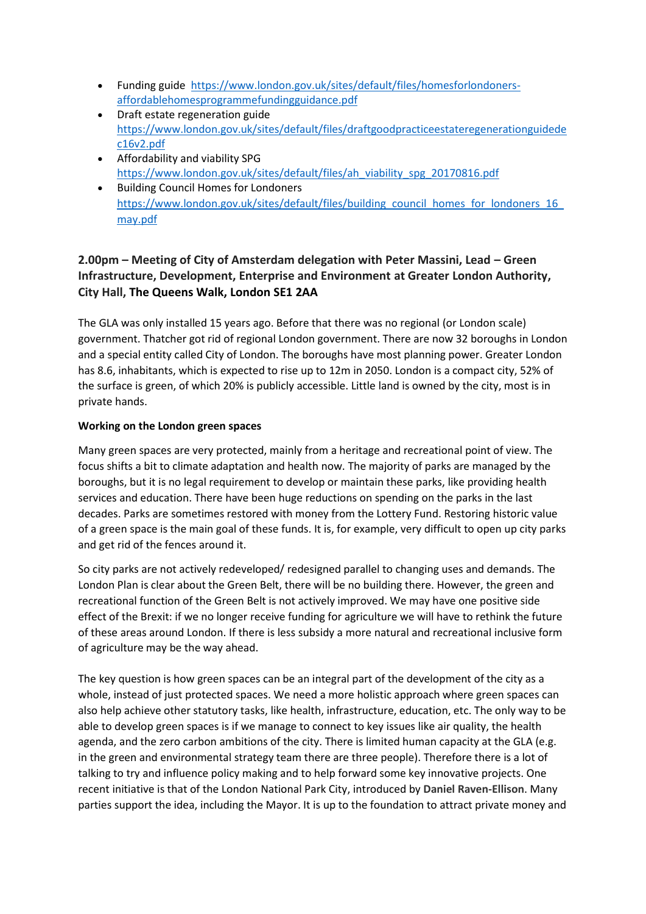- Funding guide [https://www.london.gov.uk/sites/default/files/homesforlondoners-affordablehomesprogrammefundingguidance.pdf](https://www.london.gov.uk/sites/default/files/homesforlondoners-affordablehomesprogrammefundingguidance.pdf)
- Draft estate regeneration guide [https://www.london.gov.uk/sites/default/files/draftgoodpracticeestateregenerationguidedec16v2.pdf](https://www.london.gov.uk/sites/default/files/draftgoodpracticeestateregenerationguidedec16v2.pdf)
- Affordability and viability SPG [https://www.london.gov.uk/sites/default/files/ah_viability_spg_20170816.pdf](https://www.london.gov.uk/sites/default/files/ah_viability_spg_20170816.pdf)
- Building Council Homes for Londoners [https://www.london.gov.uk/sites/default/files/building_council_homes_for_londoners_16_may.pdf](https://www.london.gov.uk/sites/default/files/building_council_homes_for_londoners_16_may.pdf)

### 2.00pm – Meeting of City of Amsterdam delegation with Peter Massini, Lead – Green Infrastructure, Development, Enterprise and Environment at Greater London Authority, City Hall, The Queens Walk, London SE1 2AA

The GLA was only installed 15 years ago. Before that there was no regional (or London scale) government. Thatcher got rid of regional London government. There are now 32 boroughs in London and a special entity called City of London. The boroughs have most planning power. Greater London has 8.6, inhabitants, which is expected to rise up to 12m in 2050. London is a compact city, 52% of the surface is green, of which 20% is publicly accessible. Little land is owned by the city, most is in private hands.

**Working on the London green spaces**

Many green spaces are very protected, mainly from a heritage and recreational point of view. The focus shifts a bit to climate adaptation and health now. The majority of parks are managed by the boroughs, but it is no legal requirement to develop or maintain these parks, like providing health services and education. There have been huge reductions on spending on the parks in the last decades. Parks are sometimes restored with money from the Lottery Fund. Restoring historic value of a green space is the main goal of these funds. It is, for example, very difficult to open up city parks and get rid of the fences around it.

So city parks are not actively redeveloped/ redesigned parallel to changing uses and demands. The London Plan is clear about the Green Belt, there will be no building there. However, the green and recreational function of the Green Belt is not actively improved. We may have one positive side effect of the Brexit: if we no longer receive funding for agriculture we will have to rethink the future of these areas around London. If there is less subsidy a more natural and recreational inclusive form of agriculture may be the way ahead.

The key question is how green spaces can be an integral part of the development of the city as a whole, instead of just protected spaces. We need a more holistic approach where green spaces can also help achieve other statutory tasks, like health, infrastructure, education, etc. The only way to be able to develop green spaces is if we manage to connect to key issues like air quality, the health agenda, and the zero carbon ambitions of the city. There is limited human capacity at the GLA (e.g. in the green and environmental strategy team there are three people). Therefore there is a lot of talking to try and influence policy making and to help forward some key innovative projects. One recent initiative is that of the London National Park City, introduced by **Daniel Raven-Ellison**. Many parties support the idea, including the Mayor. It is up to the foundation to attract private money and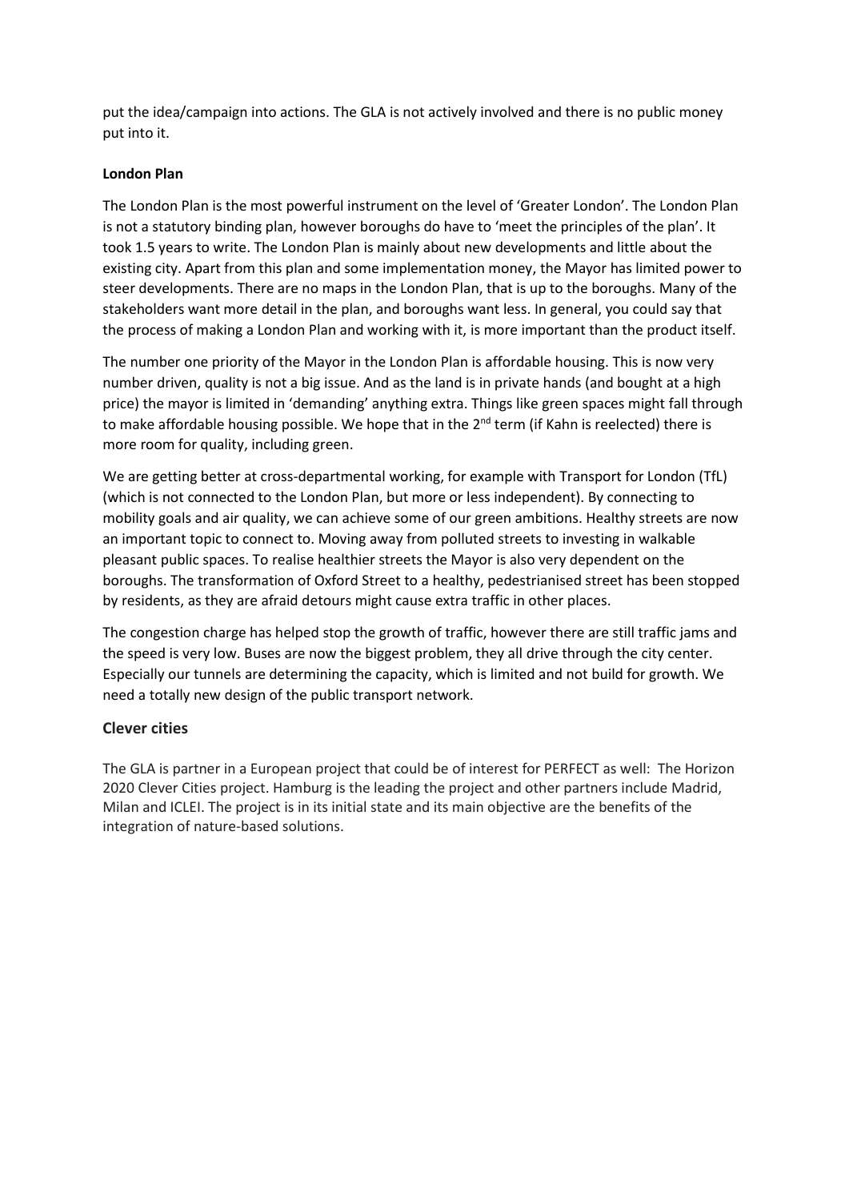put the idea/campaign into actions. The GLA is not actively involved and there is no public money put into it.

**London Plan**

The London Plan is the most powerful instrument on the level of 'Greater London'. The London Plan is not a statutory binding plan, however boroughs do have to 'meet the principles of the plan'. It took 1.5 years to write. The London Plan is mainly about new developments and little about the existing city. Apart from this plan and some implementation money, the Mayor has limited power to steer developments. There are no maps in the London Plan, that is up to the boroughs. Many of the stakeholders want more detail in the plan, and boroughs want less. In general, you could say that the process of making a London Plan and working with it, is more important than the product itself.

The number one priority of the Mayor in the London Plan is affordable housing. This is now very number driven, quality is not a big issue. And as the land is in private hands (and bought at a high price) the mayor is limited in 'demanding' anything extra. Things like green spaces might fall through to make affordable housing possible. We hope that in the 2nd term (if Kahn is reelected) there is more room for quality, including green.

We are getting better at cross-departmental working, for example with Transport for London (TfL) (which is not connected to the London Plan, but more or less independent). By connecting to mobility goals and air quality, we can achieve some of our green ambitions. Healthy streets are now an important topic to connect to. Moving away from polluted streets to investing in walkable pleasant public spaces. To realise healthier streets the Mayor is also very dependent on the boroughs. The transformation of Oxford Street to a healthy, pedestrianised street has been stopped by residents, as they are afraid detours might cause extra traffic in other places.

The congestion charge has helped stop the growth of traffic, however there are still traffic jams and the speed is very low. Buses are now the biggest problem, they all drive through the city center. Especially our tunnels are determining the capacity, which is limited and not build for growth. We need a totally new design of the public transport network.

## Clever cities

The GLA is partner in a European project that could be of interest for PERFECT as well: The Horizon 2020 Clever Cities project. Hamburg is the leading the project and other partners include Madrid, Milan and ICLEI. The project is in its initial state and its main objective are the benefits of the integration of nature-based solutions.